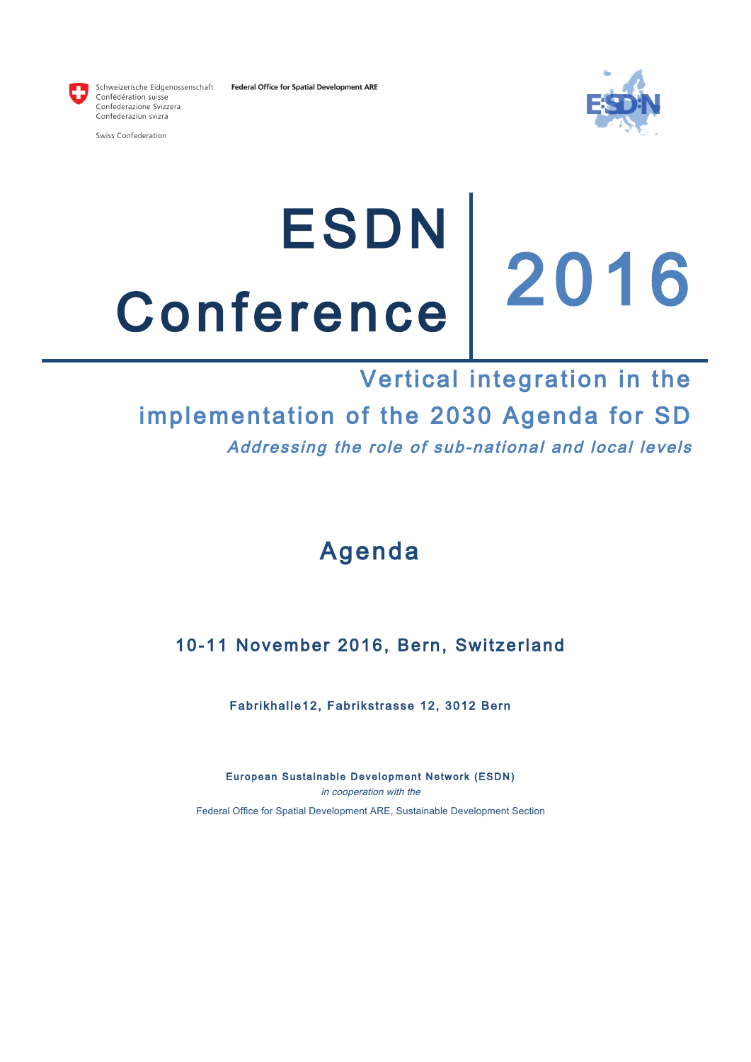Schweizerische Eidgenossenschaft
Confédération suisse
Confederazione Svizzera
Confederaziun svizra

Swiss Confederation

**Federal Office for Spatial Development ARE**

ESDN

# ESDN Conference 2016

## Vertical integration in the implementation of the 2030 Agenda for SD

*Addressing the role of sub-national and local levels*

## Agenda

### 10-11 November 2016, Bern, Switzerland

**Fabrikhalle12, Fabrikstrasse 12, 3012 Bern**

**European Sustainable Development Network (ESDN)**
*in cooperation with the*
Federal Office for Spatial Development ARE, Sustainable Development Section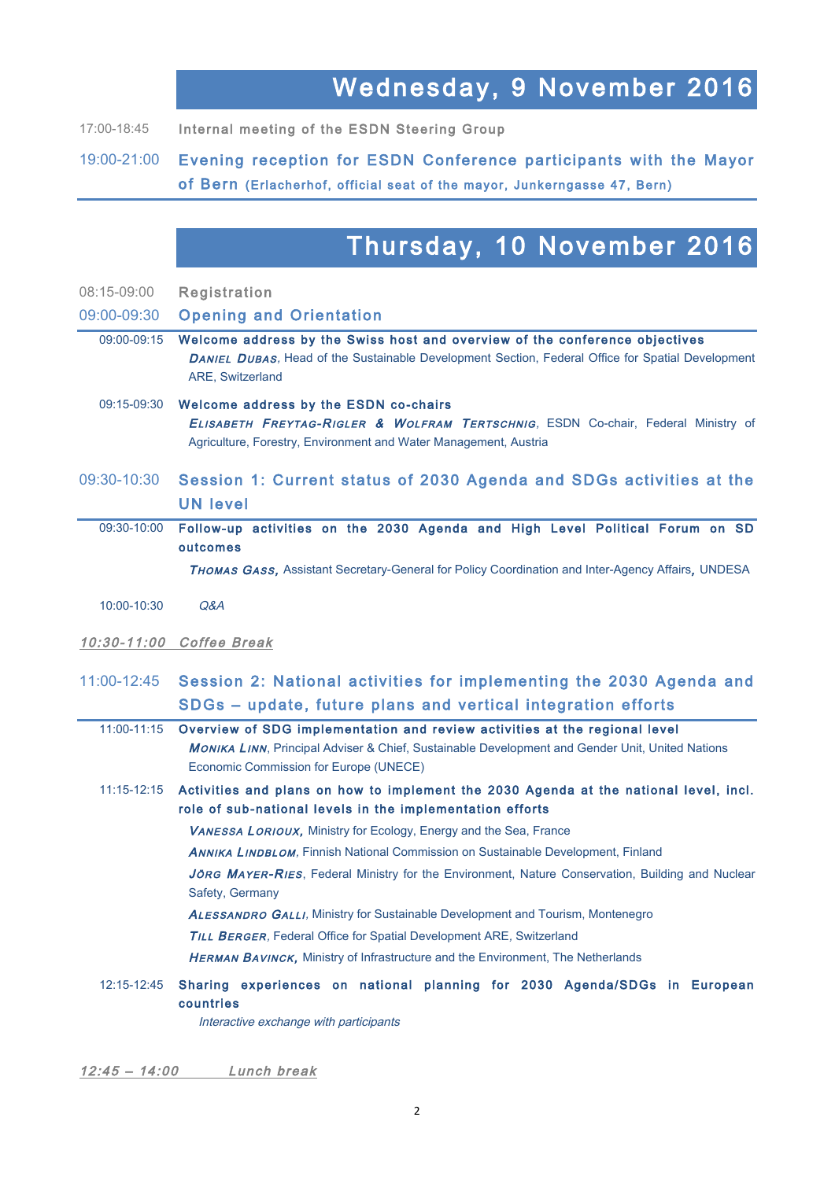# Wednesday, 9 November 2016

17:00-18:45 **Internal meeting of the ESDN Steering Group**

19:00-21:00 **Evening reception for ESDN Conference participants with the Mayor of Bern** (Erlacherhof, official seat of the mayor, Junkerngasse 47, Bern)

# Thursday, 10 November 2016

08:15-09:00 **Registration**

## 09:00-09:30 Opening and Orientation

09:00-09:15 **Welcome address by the Swiss host and overview of the conference objectives**

***Daniel Dubas***, Head of the Sustainable Development Section, Federal Office for Spatial Development ARE, Switzerland

09:15-09:30 **Welcome address by the ESDN co-chairs**

***Elisabeth Freytag-Rigler & Wolfram Tertschnig***, ESDN Co-chair, Federal Ministry of Agriculture, Forestry, Environment and Water Management, Austria

## 09:30-10:30 Session 1: Current status of 2030 Agenda and SDGs activities at the UN level

09:30-10:00 **Follow-up activities on the 2030 Agenda and High Level Political Forum on SD outcomes**

***Thomas Gass***, Assistant Secretary-General for Policy Coordination and Inter-Agency Affairs, UNDESA

10:00-10:30 *Q&A*

*10:30-11:00 Coffee Break*

## 11:00-12:45 Session 2: National activities for implementing the 2030 Agenda and SDGs – update, future plans and vertical integration efforts

11:00-11:15 **Overview of SDG implementation and review activities at the regional level**

***Monika Linn***, Principal Adviser & Chief, Sustainable Development and Gender Unit, United Nations Economic Commission for Europe (UNECE)

11:15-12:15 **Activities and plans on how to implement the 2030 Agenda at the national level, incl. role of sub-national levels in the implementation efforts**

***Vanessa Lorioux***, Ministry for Ecology, Energy and the Sea, France

***Annika Lindblom***, Finnish National Commission on Sustainable Development, Finland

***Jörg Mayer-Ries***, Federal Ministry for the Environment, Nature Conservation, Building and Nuclear Safety, Germany

***Alessandro Galli***, Ministry for Sustainable Development and Tourism, Montenegro

***Till Berger***, Federal Office for Spatial Development ARE, Switzerland

***Herman Bavinck***, Ministry of Infrastructure and the Environment, The Netherlands

12:15-12:45 **Sharing experiences on national planning for 2030 Agenda/SDGs in European countries**

*Interactive exchange with participants*

*12:45 – 14:00 Lunch break*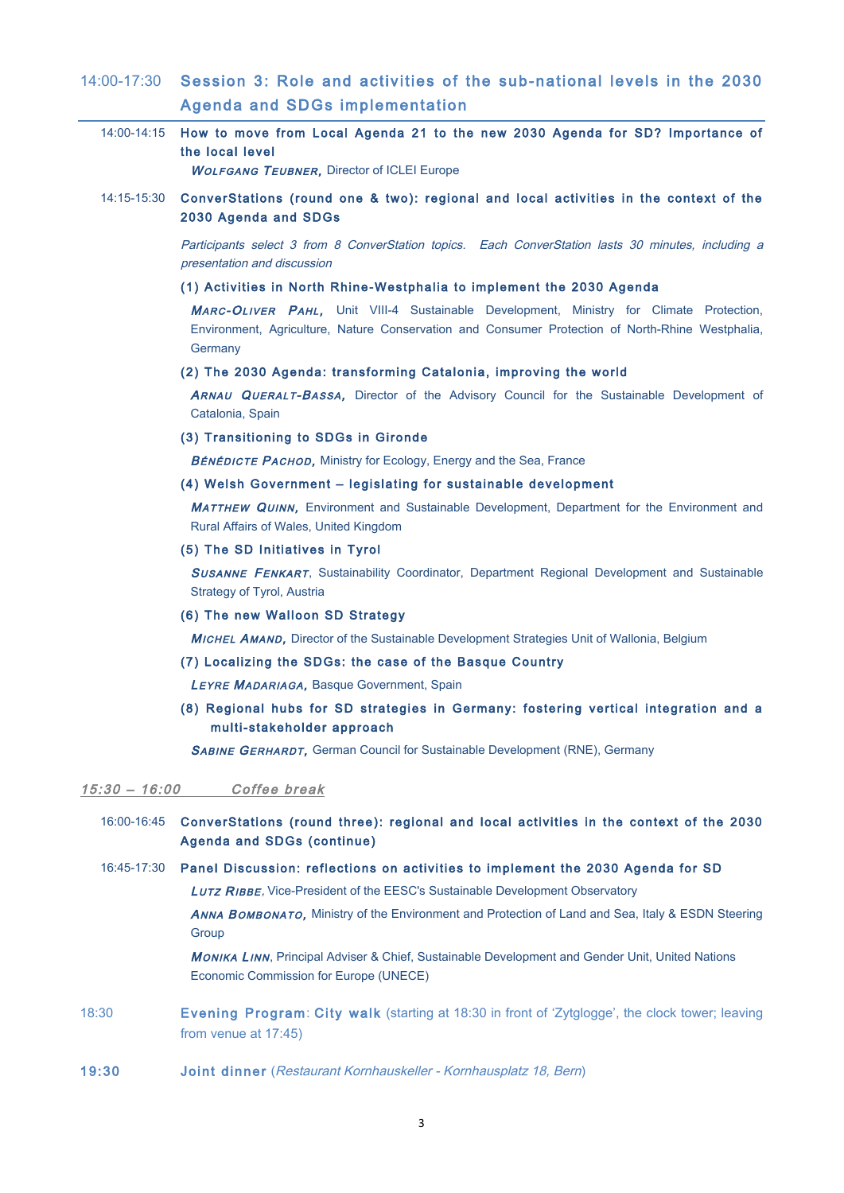## 14:00-17:30 Session 3: Role and activities of the sub-national levels in the 2030 Agenda and SDGs implementation

14:00-14:15 **How to move from Local Agenda 21 to the new 2030 Agenda for SD? Importance of the local level**

***Wolfgang Teubner,*** Director of ICLEI Europe

14:15-15:30 **ConverStations (round one & two): regional and local activities in the context of the 2030 Agenda and SDGs**

*Participants select 3 from 8 ConverStation topics. Each ConverStation lasts 30 minutes, including a presentation and discussion*

**(1) Activities in North Rhine-Westphalia to implement the 2030 Agenda**

***Marc-Oliver Pahl,*** Unit VIII-4 Sustainable Development, Ministry for Climate Protection, Environment, Agriculture, Nature Conservation and Consumer Protection of North-Rhine Westphalia, Germany

**(2) The 2030 Agenda: transforming Catalonia, improving the world**

***Arnau Queralt-Bassa,*** Director of the Advisory Council for the Sustainable Development of Catalonia, Spain

**(3) Transitioning to SDGs in Gironde**

***Bénédicte Pachod,*** Ministry for Ecology, Energy and the Sea, France

**(4) Welsh Government – legislating for sustainable development**

***Matthew Quinn,*** Environment and Sustainable Development, Department for the Environment and Rural Affairs of Wales, United Kingdom

**(5) The SD Initiatives in Tyrol**

***Susanne Fenkart***, Sustainability Coordinator, Department Regional Development and Sustainable Strategy of Tyrol, Austria

**(6) The new Walloon SD Strategy**

***Michel Amand,*** Director of the Sustainable Development Strategies Unit of Wallonia, Belgium

**(7) Localizing the SDGs: the case of the Basque Country**

***Leyre Madariaga,*** Basque Government, Spain

**(8) Regional hubs for SD strategies in Germany: fostering vertical integration and a multi-stakeholder approach**

***Sabine Gerhardt,*** German Council for Sustainable Development (RNE), Germany

*15:30 – 16:00 Coffee break*

16:00-16:45 **ConverStations (round three): regional and local activities in the context of the 2030 Agenda and SDGs (continue)**

16:45-17:30 **Panel Discussion: reflections on activities to implement the 2030 Agenda for SD**

***Lutz Ribbe,*** Vice-President of the EESC's Sustainable Development Observatory

***Anna Bombonato,*** Ministry of the Environment and Protection of Land and Sea, Italy & ESDN Steering Group

***Monika Linn***, Principal Adviser & Chief, Sustainable Development and Gender Unit, United Nations Economic Commission for Europe (UNECE)

18:30 **Evening Program: City walk** (starting at 18:30 in front of 'Zytglogge', the clock tower; leaving from venue at 17:45)

**19:30 Joint dinner** (*Restaurant Kornhauskeller - Kornhausplatz 18, Bern*)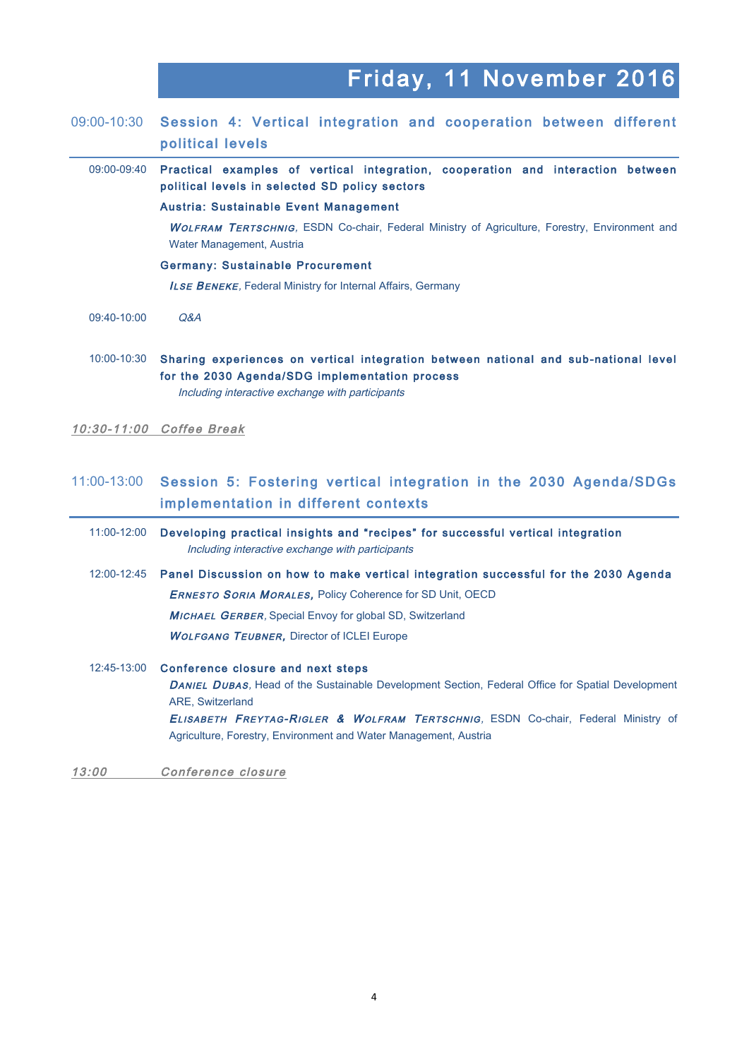# Friday, 11 November 2016

## 09:00-10:30 Session 4: Vertical integration and cooperation between different political levels

09:00-09:40 **Practical examples of vertical integration, cooperation and interaction between political levels in selected SD policy sectors**

**Austria: Sustainable Event Management**

***Wolfram Tertschnig***, ESDN Co-chair, Federal Ministry of Agriculture, Forestry, Environment and Water Management, Austria

**Germany: Sustainable Procurement**

***Ilse Beneke***, Federal Ministry for Internal Affairs, Germany

09:40-10:00 *Q&A*

10:00-10:30 **Sharing experiences on vertical integration between national and sub-national level for the 2030 Agenda/SDG implementation process**

*Including interactive exchange with participants*

*10:30-11:00 Coffee Break*

## 11:00-13:00 Session 5: Fostering vertical integration in the 2030 Agenda/SDGs implementation in different contexts

11:00-12:00 **Developing practical insights and "recipes" for successful vertical integration**

*Including interactive exchange with participants*

12:00-12:45 **Panel Discussion on how to make vertical integration successful for the 2030 Agenda**

***Ernesto Soria Morales***, Policy Coherence for SD Unit, OECD

***Michael Gerber***, Special Envoy for global SD, Switzerland

***Wolfgang Teubner***, Director of ICLEI Europe

12:45-13:00 **Conference closure and next steps**

***Daniel Dubas***, Head of the Sustainable Development Section, Federal Office for Spatial Development ARE, Switzerland

***Elisabeth Freytag-Rigler & Wolfram Tertschnig***, ESDN Co-chair, Federal Ministry of Agriculture, Forestry, Environment and Water Management, Austria

*13:00 Conference closure*